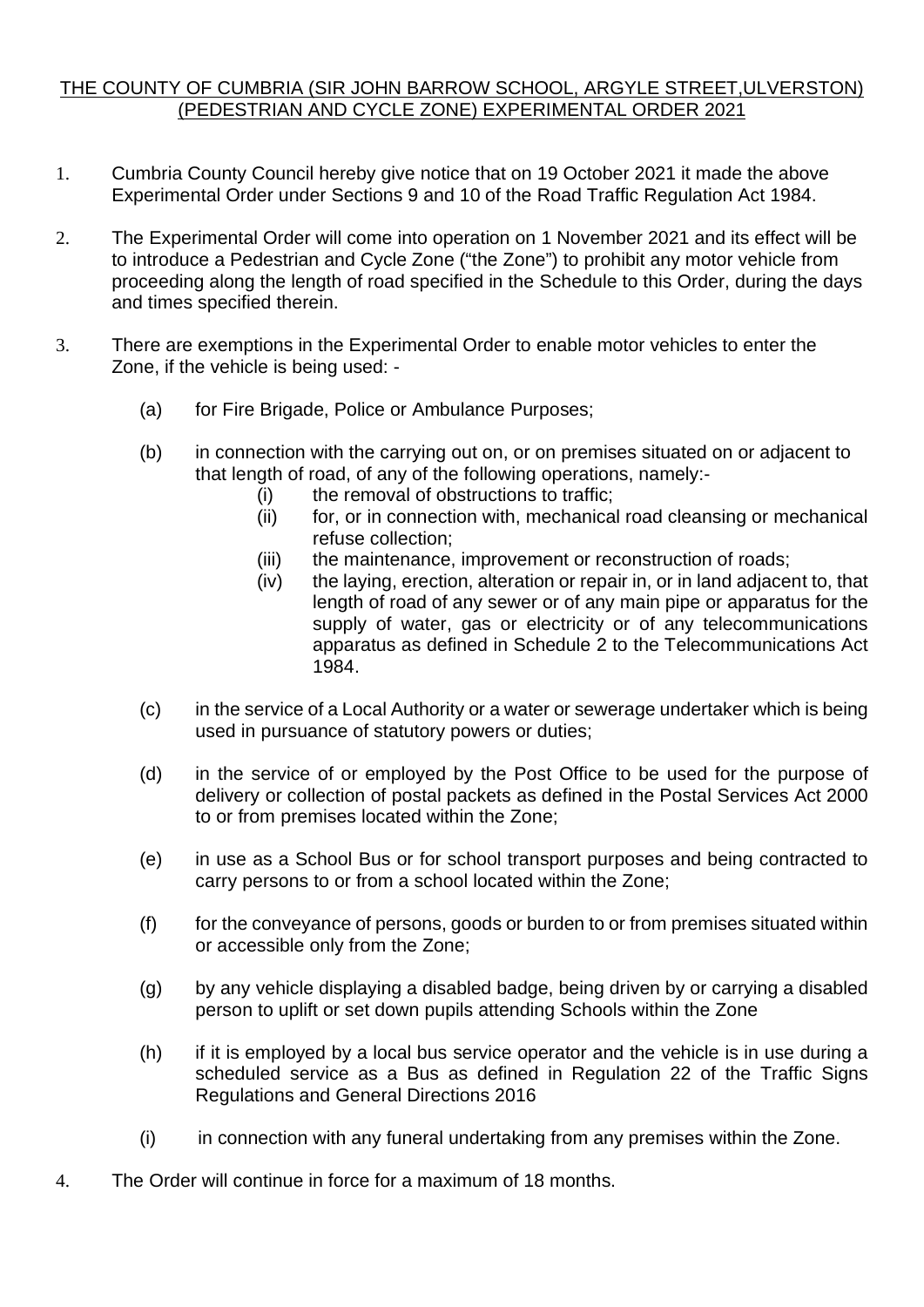# THE COUNTY OF CUMBRIA (SIR JOHN BARROW SCHOOL, ARGYLE STREET,ULVERSTON) (PEDESTRIAN AND CYCLE ZONE) EXPERIMENTAL ORDER 2021

1. Cumbria County Council hereby give notice that on 19 October 2021 it made the above Experimental Order under Sections 9 and 10 of the Road Traffic Regulation Act 1984.

2. The Experimental Order will come into operation on 1 November 2021 and its effect will be to introduce a Pedestrian and Cycle Zone ("the Zone") to prohibit any motor vehicle from proceeding along the length of road specified in the Schedule to this Order, during the days and times specified therein.

3. There are exemptions in the Experimental Order to enable motor vehicles to enter the Zone, if the vehicle is being used: -

   (a) for Fire Brigade, Police or Ambulance Purposes;

   (b) in connection with the carrying out on, or on premises situated on or adjacent to that length of road, of any of the following operations, namely:-
      - (i) the removal of obstructions to traffic;
      - (ii) for, or in connection with, mechanical road cleansing or mechanical refuse collection;
      - (iii) the maintenance, improvement or reconstruction of roads;
      - (iv) the laying, erection, alteration or repair in, or in land adjacent to, that length of road of any sewer or of any main pipe or apparatus for the supply of water, gas or electricity or of any telecommunications apparatus as defined in Schedule 2 to the Telecommunications Act 1984.

   (c) in the service of a Local Authority or a water or sewerage undertaker which is being used in pursuance of statutory powers or duties;

   (d) in the service of or employed by the Post Office to be used for the purpose of delivery or collection of postal packets as defined in the Postal Services Act 2000 to or from premises located within the Zone;

   (e) in use as a School Bus or for school transport purposes and being contracted to carry persons to or from a school located within the Zone;

   (f) for the conveyance of persons, goods or burden to or from premises situated within or accessible only from the Zone;

   (g) by any vehicle displaying a disabled badge, being driven by or carrying a disabled person to uplift or set down pupils attending Schools within the Zone

   (h) if it is employed by a local bus service operator and the vehicle is in use during a scheduled service as a Bus as defined in Regulation 22 of the Traffic Signs Regulations and General Directions 2016

   (i) in connection with any funeral undertaking from any premises within the Zone.

4. The Order will continue in force for a maximum of 18 months.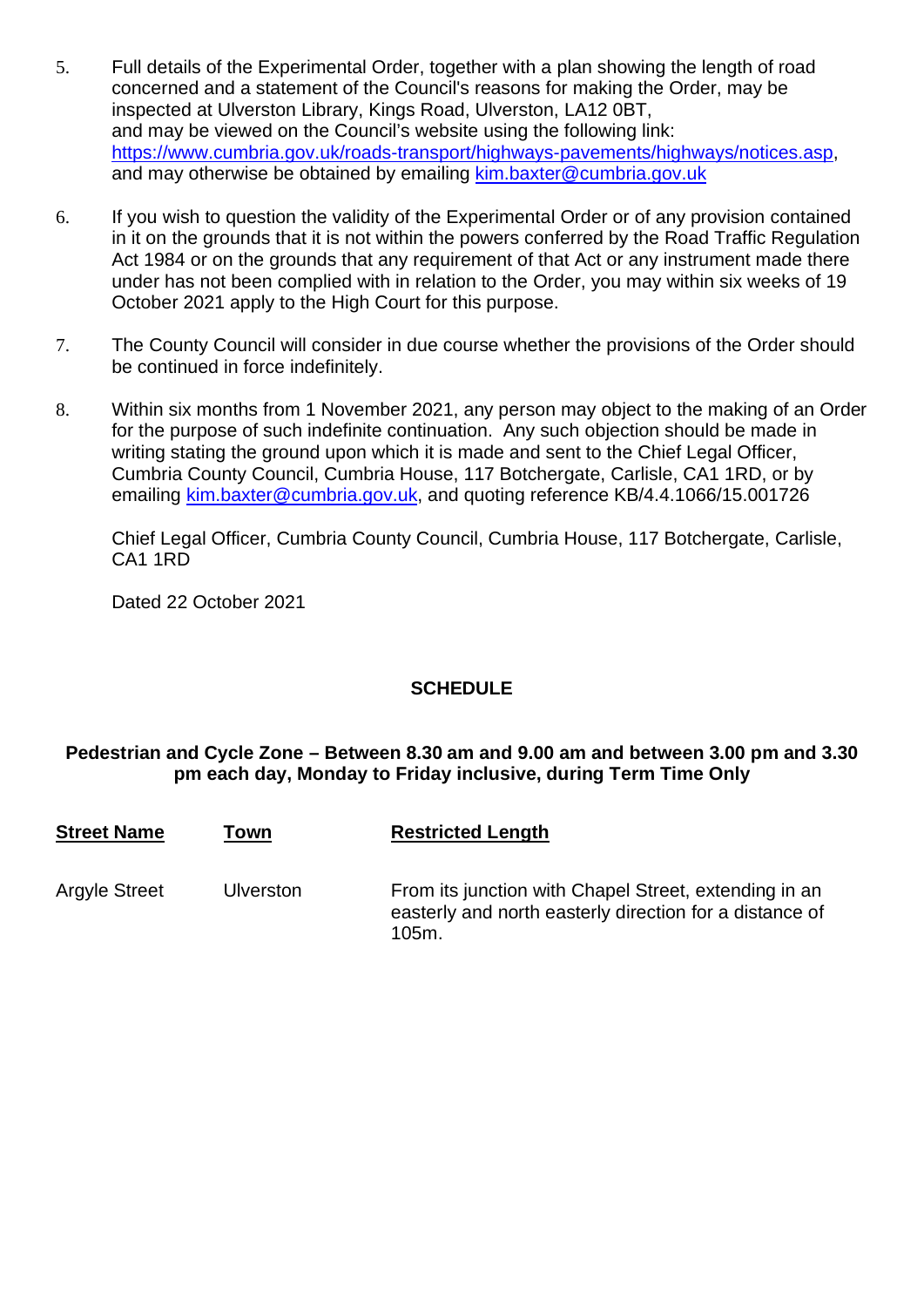5. Full details of the Experimental Order, together with a plan showing the length of road concerned and a statement of the Council's reasons for making the Order, may be inspected at Ulverston Library, Kings Road, Ulverston, LA12 0BT, and may be viewed on the Council's website using the following link: https://www.cumbria.gov.uk/roads-transport/highways-pavements/highways/notices.asp, and may otherwise be obtained by emailing kim.baxter@cumbria.gov.uk

6. If you wish to question the validity of the Experimental Order or of any provision contained in it on the grounds that it is not within the powers conferred by the Road Traffic Regulation Act 1984 or on the grounds that any requirement of that Act or any instrument made there under has not been complied with in relation to the Order, you may within six weeks of 19 October 2021 apply to the High Court for this purpose.

7. The County Council will consider in due course whether the provisions of the Order should be continued in force indefinitely.

8. Within six months from 1 November 2021, any person may object to the making of an Order for the purpose of such indefinite continuation. Any such objection should be made in writing stating the ground upon which it is made and sent to the Chief Legal Officer, Cumbria County Council, Cumbria House, 117 Botchergate, Carlisle, CA1 1RD, or by emailing kim.baxter@cumbria.gov.uk, and quoting reference KB/4.4.1066/15.001726

Chief Legal Officer, Cumbria County Council, Cumbria House, 117 Botchergate, Carlisle, CA1 1RD

Dated 22 October 2021

## SCHEDULE

**Pedestrian and Cycle Zone – Between 8.30 am and 9.00 am and between 3.00 pm and 3.30 pm each day, Monday to Friday inclusive, during Term Time Only**

| Street Name | Town | Restricted Length |
|---|---|---|
| Argyle Street | Ulverston | From its junction with Chapel Street, extending in an easterly and north easterly direction for a distance of 105m. |